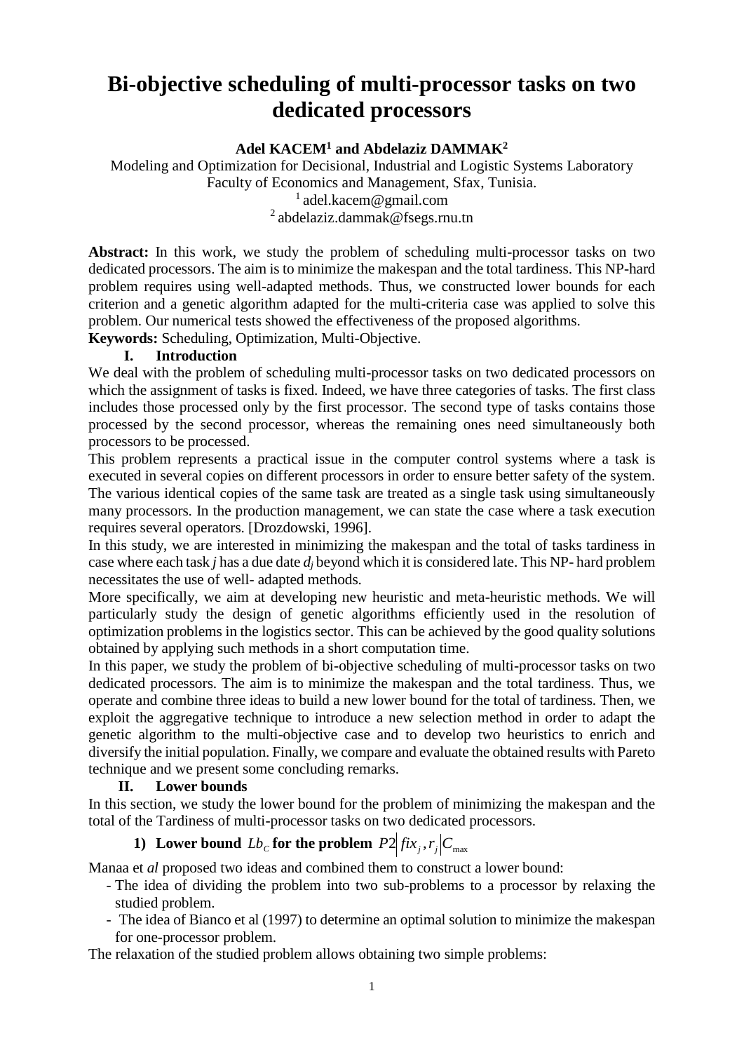# Bi-objective scheduling of multi-processor tasks on two dedicated processors

**Adel KACEM[1] and Abdelaziz DAMMAK[2]**

Modeling and Optimization for Decisional, Industrial and Logistic Systems Laboratory
Faculty of Economics and Management, Sfax, Tunisia.
[1] adel.kacem@gmail.com
[2] abdelaziz.dammak@fsegs.rnu.tn

**Abstract:** In this work, we study the problem of scheduling multi-processor tasks on two dedicated processors. The aim is to minimize the makespan and the total tardiness. This NP-hard problem requires using well-adapted methods. Thus, we constructed lower bounds for each criterion and a genetic algorithm adapted for the multi-criteria case was applied to solve this problem. Our numerical tests showed the effectiveness of the proposed algorithms.

**Keywords:** Scheduling, Optimization, Multi-Objective.

## I. Introduction

We deal with the problem of scheduling multi-processor tasks on two dedicated processors on which the assignment of tasks is fixed. Indeed, we have three categories of tasks. The first class includes those processed only by the first processor. The second type of tasks contains those processed by the second processor, whereas the remaining ones need simultaneously both processors to be processed.

This problem represents a practical issue in the computer control systems where a task is executed in several copies on different processors in order to ensure better safety of the system. The various identical copies of the same task are treated as a single task using simultaneously many processors. In the production management, we can state the case where a task execution requires several operators. [Drozdowski, 1996].

In this study, we are interested in minimizing the makespan and the total of tasks tardiness in case where each task $j$ has a due date $d_j$ beyond which it is considered late. This NP- hard problem necessitates the use of well- adapted methods.

More specifically, we aim at developing new heuristic and meta-heuristic methods. We will particularly study the design of genetic algorithms efficiently used in the resolution of optimization problems in the logistics sector. This can be achieved by the good quality solutions obtained by applying such methods in a short computation time.

In this paper, we study the problem of bi-objective scheduling of multi-processor tasks on two dedicated processors. The aim is to minimize the makespan and the total tardiness. Thus, we operate and combine three ideas to build a new lower bound for the total of tardiness. Then, we exploit the aggregative technique to introduce a new selection method in order to adapt the genetic algorithm to the multi-objective case and to develop two heuristics to enrich and diversify the initial population. Finally, we compare and evaluate the obtained results with Pareto technique and we present some concluding remarks.

## II. Lower bounds

In this section, we study the lower bound for the problem of minimizing the makespan and the total of the Tardiness of multi-processor tasks on two dedicated processors.

### 1) Lower bound $Lb_C$ for the problem $P2\left|fix_j, r_j\right|C_{\max}$

Manaa et *al* proposed two ideas and combined them to construct a lower bound:

- The idea of dividing the problem into two sub-problems to a processor by relaxing the studied problem.
- The idea of Bianco et al (1997) to determine an optimal solution to minimize the makespan for one-processor problem.

The relaxation of the studied problem allows obtaining two simple problems: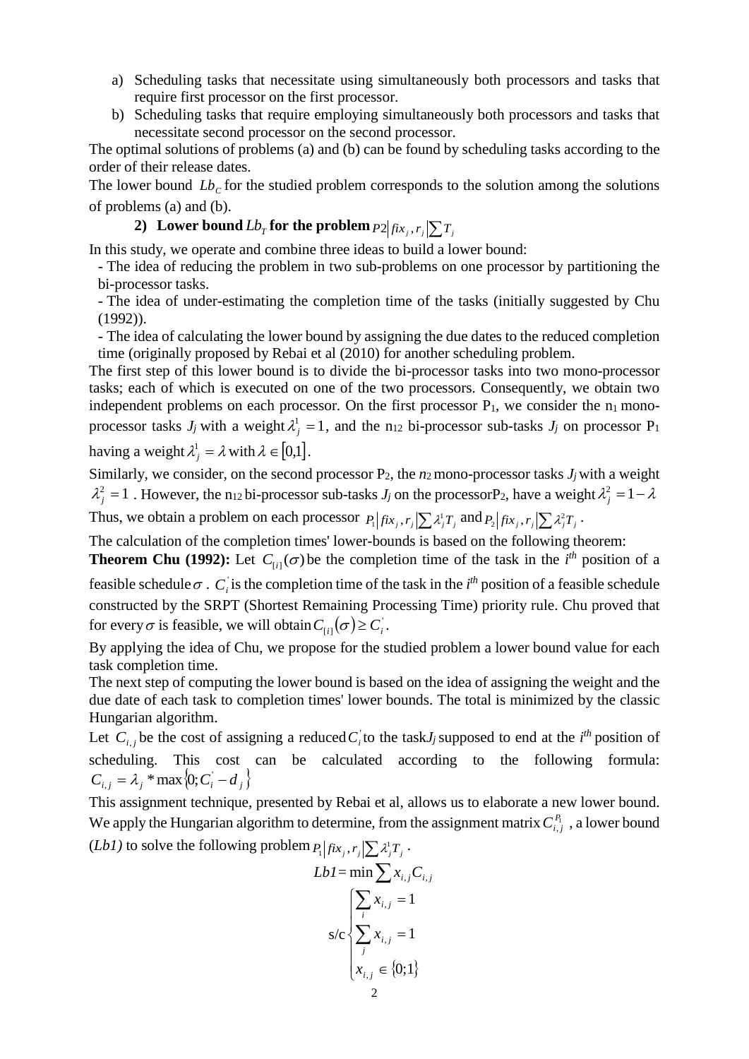a) Scheduling tasks that necessitate using simultaneously both processors and tasks that require first processor on the first processor.
b) Scheduling tasks that require employing simultaneously both processors and tasks that necessitate second processor on the second processor.

The optimal solutions of problems (a) and (b) can be found by scheduling tasks according to the order of their release dates.

The lower bound $Lb_C$ for the studied problem corresponds to the solution among the solutions of problems (a) and (b).

**2) Lower bound $Lb_T$ for the problem $P2\left|fix_j, r_j\right|\sum T_j$**

In this study, we operate and combine three ideas to build a lower bound:

- The idea of reducing the problem in two sub-problems on one processor by partitioning the bi-processor tasks.
- The idea of under-estimating the completion time of the tasks (initially suggested by Chu (1992)).
- The idea of calculating the lower bound by assigning the due dates to the reduced completion time (originally proposed by Rebai et al (2010) for another scheduling problem.

The first step of this lower bound is to divide the bi-processor tasks into two mono-processor tasks; each of which is executed on one of the two processors. Consequently, we obtain two independent problems on each processor. On the first processor $P_1$, we consider the $n_1$ mono-processor tasks $J_j$ with a weight $\lambda_j^1 = 1$, and the $n_{12}$ bi-processor sub-tasks $J_j$ on processor $P_1$ having a weight $\lambda_j^1 = \lambda$ with $\lambda \in [0,1]$.

Similarly, we consider, on the second processor $P_2$, the $n_2$ mono-processor tasks $J_j$ with a weight $\lambda_j^2 = 1$ . However, the $n_{12}$ bi-processor sub-tasks $J_j$ on the processor $P_2$, have a weight $\lambda_j^2 = 1 - \lambda$

Thus, we obtain a problem on each processor $P_1\left|fix_j, r_j\right|\sum \lambda_j^1 T_j$ and $P_2\left|fix_j, r_j\right|\sum \lambda_j^2 T_j$ .

The calculation of the completion times' lower-bounds is based on the following theorem:

**Theorem Chu (1992):** Let $C_{[i]}(\sigma)$ be the completion time of the task in the $i^{th}$ position of a feasible schedule $\sigma$ . $C_i^{'}$ is the completion time of the task in the $i^{th}$ position of a feasible schedule constructed by the SRPT (Shortest Remaining Processing Time) priority rule. Chu proved that for every $\sigma$ is feasible, we will obtain $C_{[i]}(\sigma) \geq C_i^{'}$.

By applying the idea of Chu, we propose for the studied problem a lower bound value for each task completion time.

The next step of computing the lower bound is based on the idea of assigning the weight and the due date of each task to completion times' lower bounds. The total is minimized by the classic Hungarian algorithm.

Let $C_{i,j}$ be the cost of assigning a reduced $C_i^{'}$ to the task $J_j$ supposed to end at the $i^{th}$ position of scheduling. This cost can be calculated according to the following formula: $C_{i,j} = \lambda_j * \max\left\{0; C_i^{'} - d_j\right\}$

This assignment technique, presented by Rebai et al, allows us to elaborate a new lower bound. We apply the Hungarian algorithm to determine, from the assignment matrix $C_{i,j}^{P_1}$ , a lower bound (*Lb1)* to solve the following problem $P_1\left|fix_j, r_j\right|\sum \lambda_j^1 T_j$ .

$$Lb1 = \min \sum x_{i,j} C_{i,j}$$

$$\text{s/c} \begin{cases} \sum_i x_{i,j} = 1 \\ \sum_j x_{i,j} = 1 \\ x_{i,j} \in \{0;1\} \end{cases}$$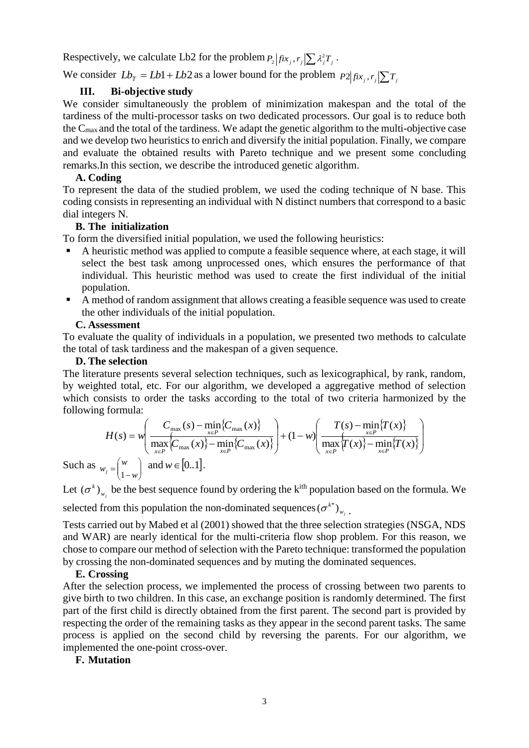Respectively, we calculate Lb2 for the problem $P_2\left|fix_j, r_j\right|\sum \lambda_j^2 T_j$ .

We consider $Lb_T = Lb1 + Lb2$ as a lower bound for the problem $P2\left|fix_j, r_j\right|\sum T_j$

## III. Bi-objective study

We consider simultaneously the problem of minimization makespan and the total of the tardiness of the multi-processor tasks on two dedicated processors. Our goal is to reduce both the $C_{max}$ and the total of the tardiness. We adapt the genetic algorithm to the multi-objective case and we develop two heuristics to enrich and diversify the initial population. Finally, we compare and evaluate the obtained results with Pareto technique and we present some concluding remarks.In this section, we describe the introduced genetic algorithm.

### A. Coding

To represent the data of the studied problem, we used the coding technique of N base. This coding consists in representing an individual with N distinct numbers that correspond to a basic dial integers N.

### B. The initialization

To form the diversified initial population, we used the following heuristics:

- A heuristic method was applied to compute a feasible sequence where, at each stage, it will select the best task among unprocessed ones, which ensures the performance of that individual. This heuristic method was used to create the first individual of the initial population.
- A method of random assignment that allows creating a feasible sequence was used to create the other individuals of the initial population.

### C. Assessment

To evaluate the quality of individuals in a population, we presented two methods to calculate the total of task tardiness and the makespan of a given sequence.

### D. The selection

The literature presents several selection techniques, such as lexicographical, by rank, random, by weighted total, etc. For our algorithm, we developed a aggregative method of selection which consists to order the tasks according to the total of two criteria harmonized by the following formula:

$$H(s) = w\left(\frac{C_{\max}(s) - \min_{x\in P}\{C_{\max}(x)\}}{\max_{x\in P}\{C_{\max}(x)\} - \min_{x\in P}\{C_{\max}(x)\}}\right) + (1-w)\left(\frac{T(s) - \min_{x\in P}\{T(x)\}}{\max_{x\in P}\{T(x)\} - \min_{x\in P}\{T(x)\}}\right)$$

Such as $w_j = \begin{pmatrix} w \\ 1-w \end{pmatrix}$ and $w \in [0..1]$.

Let $(\sigma^k)_{w_j}$ be the best sequence found by ordering the k[th] population based on the formula. We selected from this population the non-dominated sequences $(\sigma^{k*})_{w_j}$ .

Tests carried out by Mabed et al (2001) showed that the three selection strategies (NSGA, NDS and WAR) are nearly identical for the multi-criteria flow shop problem. For this reason, we chose to compare our method of selection with the Pareto technique: transformed the population by crossing the non-dominated sequences and by muting the dominated sequences.

### E. Crossing

After the selection process, we implemented the process of crossing between two parents to give birth to two children. In this case, an exchange position is randomly determined. The first part of the first child is directly obtained from the first parent. The second part is provided by respecting the order of the remaining tasks as they appear in the second parent tasks. The same process is applied on the second child by reversing the parents. For our algorithm, we implemented the one-point cross-over.

### F. Mutation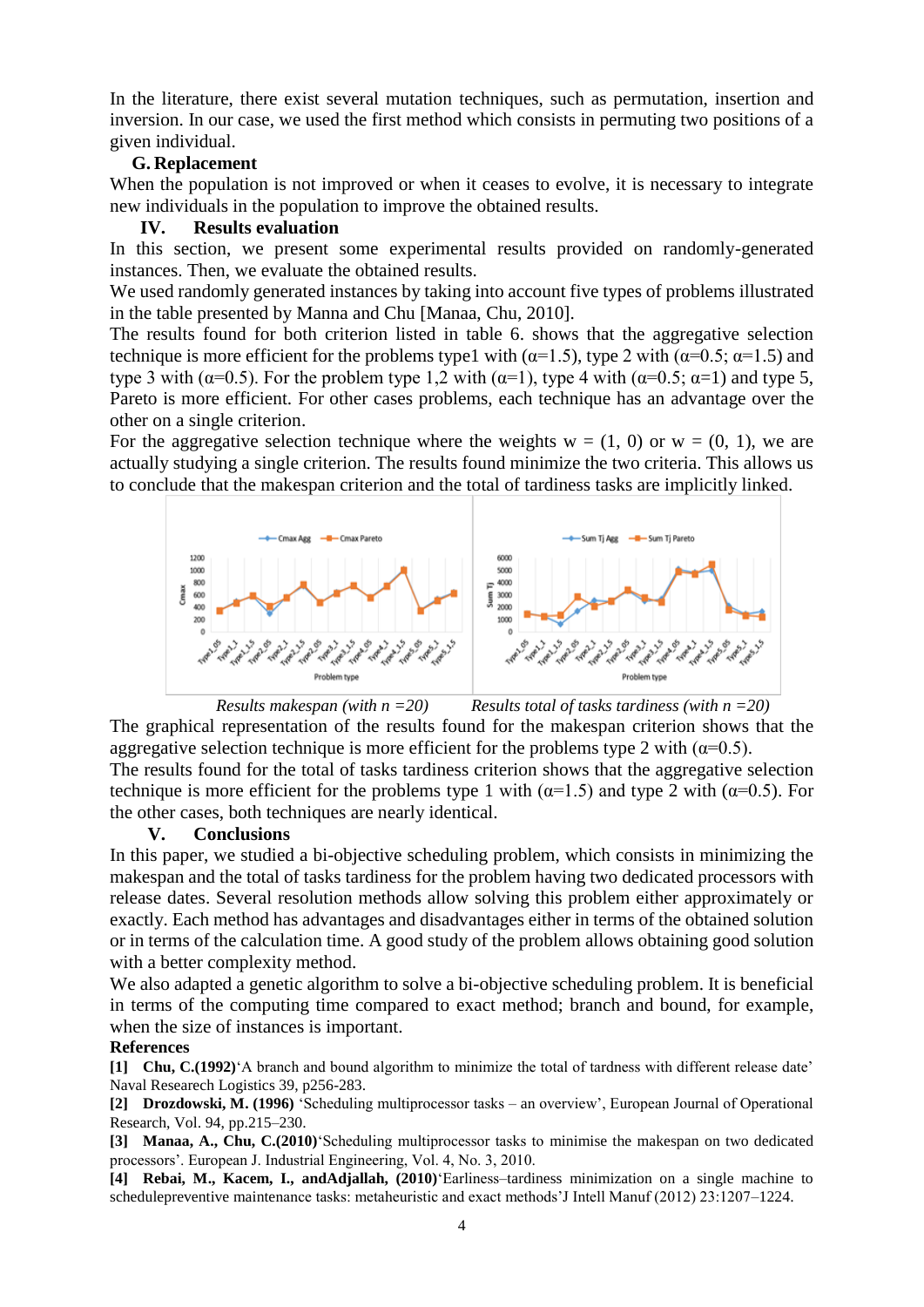In the literature, there exist several mutation techniques, such as permutation, insertion and inversion. In our case, we used the first method which consists in permuting two positions of a given individual.

### G. Replacement

When the population is not improved or when it ceases to evolve, it is necessary to integrate new individuals in the population to improve the obtained results.

## IV. Results evaluation

In this section, we present some experimental results provided on randomly-generated instances. Then, we evaluate the obtained results.

We used randomly generated instances by taking into account five types of problems illustrated in the table presented by Manna and Chu [Manaa, Chu, 2010].

The results found for both criterion listed in table 6. shows that the aggregative selection technique is more efficient for the problems type1 with ($\alpha$=1.5), type 2 with ($\alpha$=0.5; $\alpha$=1.5) and type 3 with ($\alpha$=0.5). For the problem type 1,2 with ($\alpha$=1), type 4 with ($\alpha$=0.5; $\alpha$=1) and type 5, Pareto is more efficient. For other cases problems, each technique has an advantage over the other on a single criterion.

For the aggregative selection technique where the weights w = (1, 0) or w = (0, 1), we are actually studying a single criterion. The results found minimize the two criteria. This allows us to conclude that the makespan criterion and the total of tardiness tasks are implicitly linked.

Cmax Agg
Cmax Pareto
Cmax
1200
1000
800
600
400
200
0
Type1_05
Type1_1
Type1_15
Type2_05
Type2_1
Type2_15
Type3_05
Type3_1
Type3_15
Type4_05
Type4_1
Type4_15
Type5_05
Type5_1
Type5_15
Problem type

*Results makespan (with n =20)*

Sum Tj Agg
Sum Tj Pareto
Sum Tj
6000
5000
4000
3000
2000
1000
0
Type1_05
Type1_1
Type1_15
Type2_05
Type2_1
Type2_15
Type3_05
Type3_1
Type3_15
Type4_05
Type4_1
Type4_15
Type5_05
Type5_1
Type5_15
Problem type

*Results total of tasks tardiness (with n =20)*

The graphical representation of the results found for the makespan criterion shows that the aggregative selection technique is more efficient for the problems type 2 with ($\alpha$=0.5).

The results found for the total of tasks tardiness criterion shows that the aggregative selection technique is more efficient for the problems type 1 with ($\alpha$=1.5) and type 2 with ($\alpha$=0.5). For the other cases, both techniques are nearly identical.

## V. Conclusions

In this paper, we studied a bi-objective scheduling problem, which consists in minimizing the makespan and the total of tasks tardiness for the problem having two dedicated processors with release dates. Several resolution methods allow solving this problem either approximately or exactly. Each method has advantages and disadvantages either in terms of the obtained solution or in terms of the calculation time. A good study of the problem allows obtaining good solution with a better complexity method.

We also adapted a genetic algorithm to solve a bi-objective scheduling problem. It is beneficial in terms of the computing time compared to exact method; branch and bound, for example, when the size of instances is important.

**References**

**[1] Chu, C.(1992)**'A branch and bound algorithm to minimize the total of tardness with different release date' Naval Researech Logistics 39, p256-283.

**[2] Drozdowski, M. (1996)** 'Scheduling multiprocessor tasks – an overview', European Journal of Operational Research, Vol. 94, pp.215–230.

**[3] Manaa, A., Chu, C.(2010)**'Scheduling multiprocessor tasks to minimise the makespan on two dedicated processors'. European J. Industrial Engineering, Vol. 4, No. 3, 2010.

**[4] Rebai, M., Kacem, I., andAdjallah, (2010)**'Earliness–tardiness minimization on a single machine to schedulepreventive maintenance tasks: metaheuristic and exact methods'J Intell Manuf (2012) 23:1207–1224.